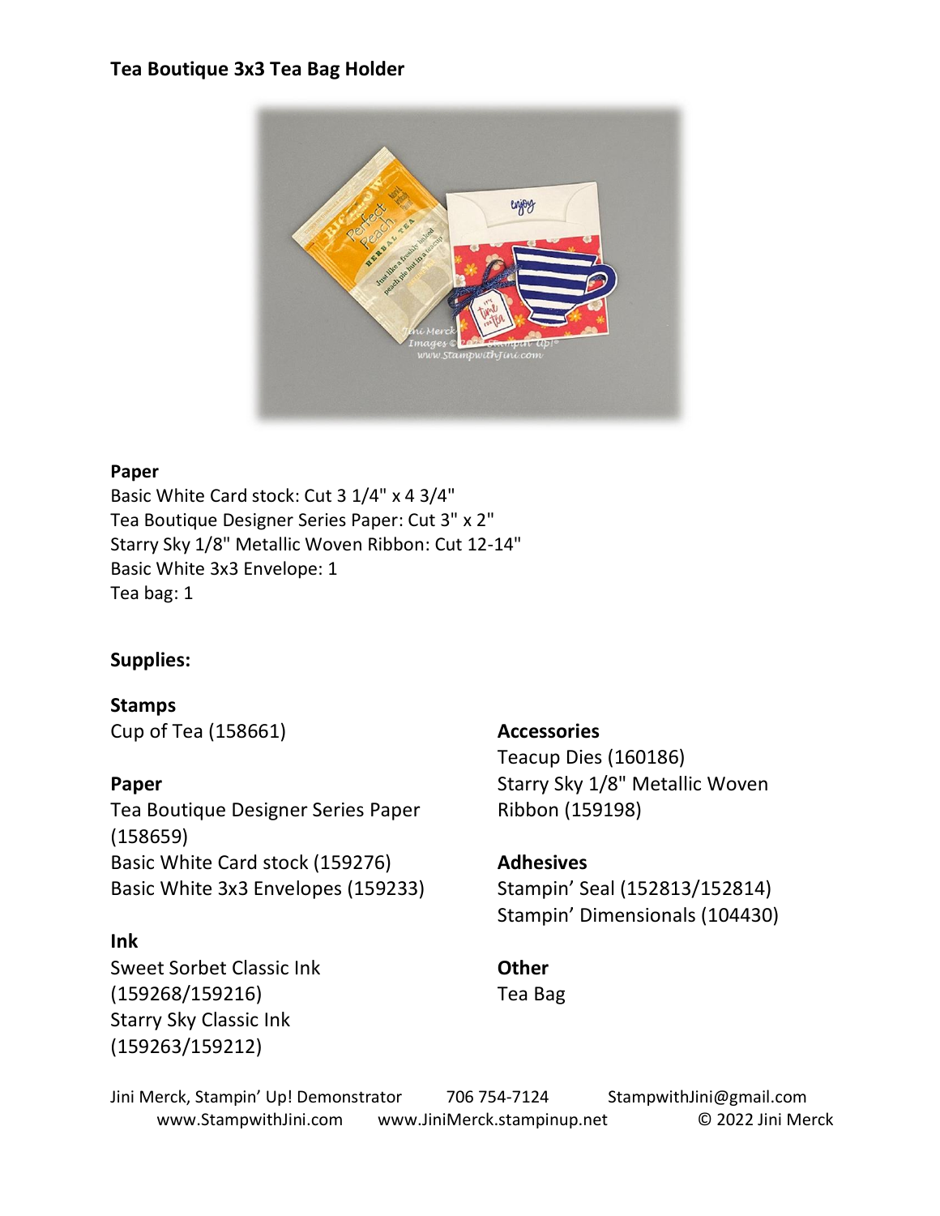**Tea Boutique 3x3 Tea Bag Holder**

**Paper**

Basic White Card stock: Cut 3 1/4" x 4 3/4"
Tea Boutique Designer Series Paper: Cut 3" x 2"
Starry Sky 1/8" Metallic Woven Ribbon: Cut 12-14"
Basic White 3x3 Envelope: 1
Tea bag: 1

**Supplies:**

**Stamps**

Cup of Tea (158661)

**Paper**

Tea Boutique Designer Series Paper (158659)
Basic White Card stock (159276)
Basic White 3x3 Envelopes (159233)

**Ink**

Sweet Sorbet Classic Ink (159268/159216)
Starry Sky Classic Ink (159263/159212)

**Accessories**

Teacup Dies (160186)
Starry Sky 1/8" Metallic Woven Ribbon (159198)

**Adhesives**

Stampin' Seal (152813/152814)
Stampin' Dimensionals (104430)

**Other**

Tea Bag

Jini Merck, Stampin' Up! Demonstrator 706 754-7124 StampwithJini@gmail.com
www.StampwithJini.com www.JiniMerck.stampinup.net © 2022 Jini Merck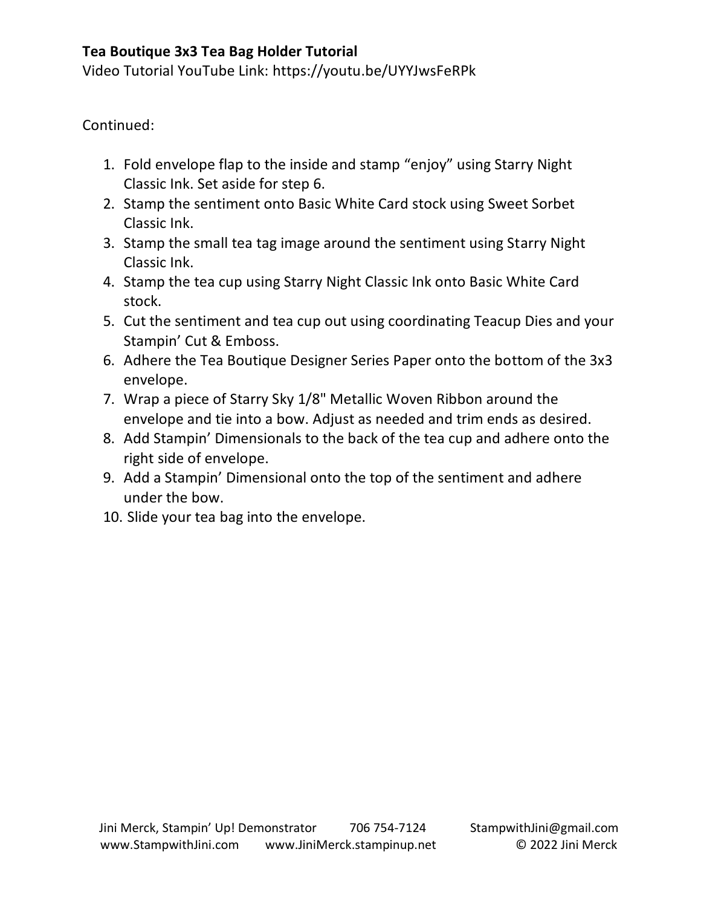**Tea Boutique 3x3 Tea Bag Holder Tutorial**

Video Tutorial YouTube Link: https://youtu.be/UYYJwsFeRPk

Continued:

1. Fold envelope flap to the inside and stamp "enjoy" using Starry Night Classic Ink. Set aside for step 6.
2. Stamp the sentiment onto Basic White Card stock using Sweet Sorbet Classic Ink.
3. Stamp the small tea tag image around the sentiment using Starry Night Classic Ink.
4. Stamp the tea cup using Starry Night Classic Ink onto Basic White Card stock.
5. Cut the sentiment and tea cup out using coordinating Teacup Dies and your Stampin' Cut & Emboss.
6. Adhere the Tea Boutique Designer Series Paper onto the bottom of the 3x3 envelope.
7. Wrap a piece of Starry Sky 1/8" Metallic Woven Ribbon around the envelope and tie into a bow. Adjust as needed and trim ends as desired.
8. Add Stampin' Dimensionals to the back of the tea cup and adhere onto the right side of envelope.
9. Add a Stampin' Dimensional onto the top of the sentiment and adhere under the bow.
10. Slide your tea bag into the envelope.